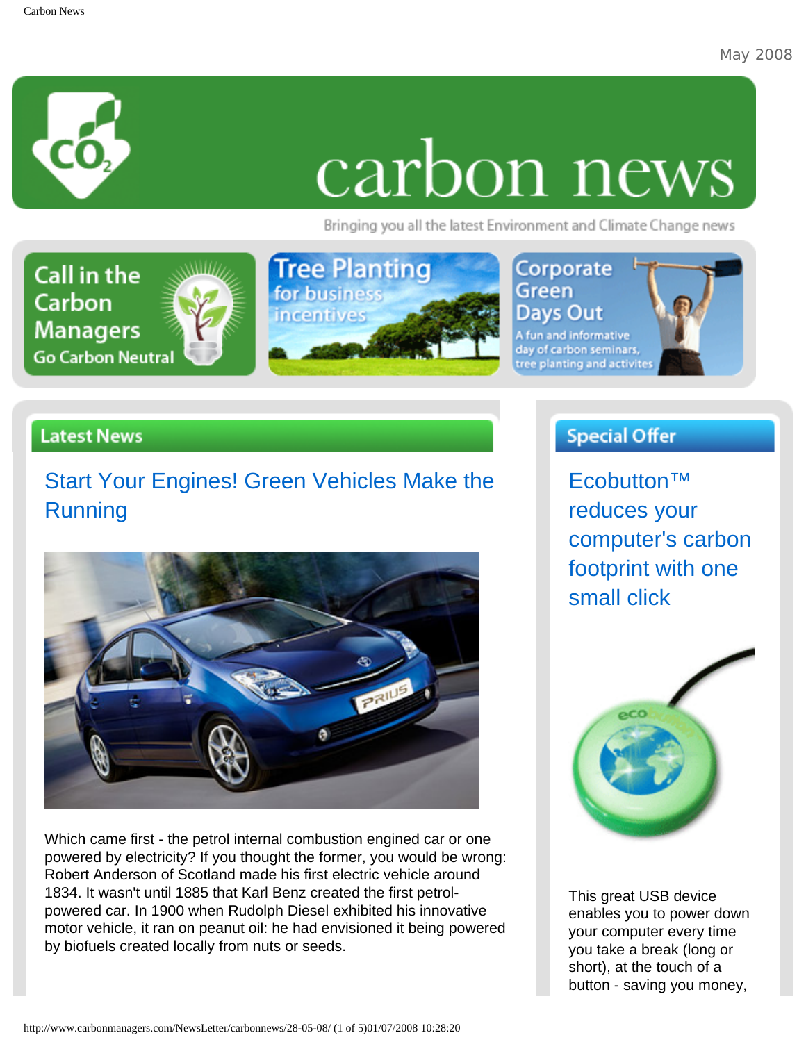May 2008

# carbon news

Bringing you all the latest Environment and Climate Change news

Call in the Carbon Managers Go Carbon Neutral

Tree Planting for business incentives

Corporate Green Days Out A fun and informative day of carbon seminars, tree planting and activites

## Latest News

### Start Your Engines! Green Vehicles Make the Running

Which came first - the petrol internal combustion engined car or one powered by electricity? If you thought the former, you would be wrong: Robert Anderson of Scotland made his first electric vehicle around 1834. It wasn't until 1885 that Karl Benz created the first petrol-powered car. In 1900 when Rudolph Diesel exhibited his innovative motor vehicle, it ran on peanut oil: he had envisioned it being powered by biofuels created locally from nuts or seeds.

## Special Offer

### Ecobutton™ reduces your computer's carbon footprint with one small click

This great USB device enables you to power down your computer every time you take a break (long or short), at the touch of a button - saving you money,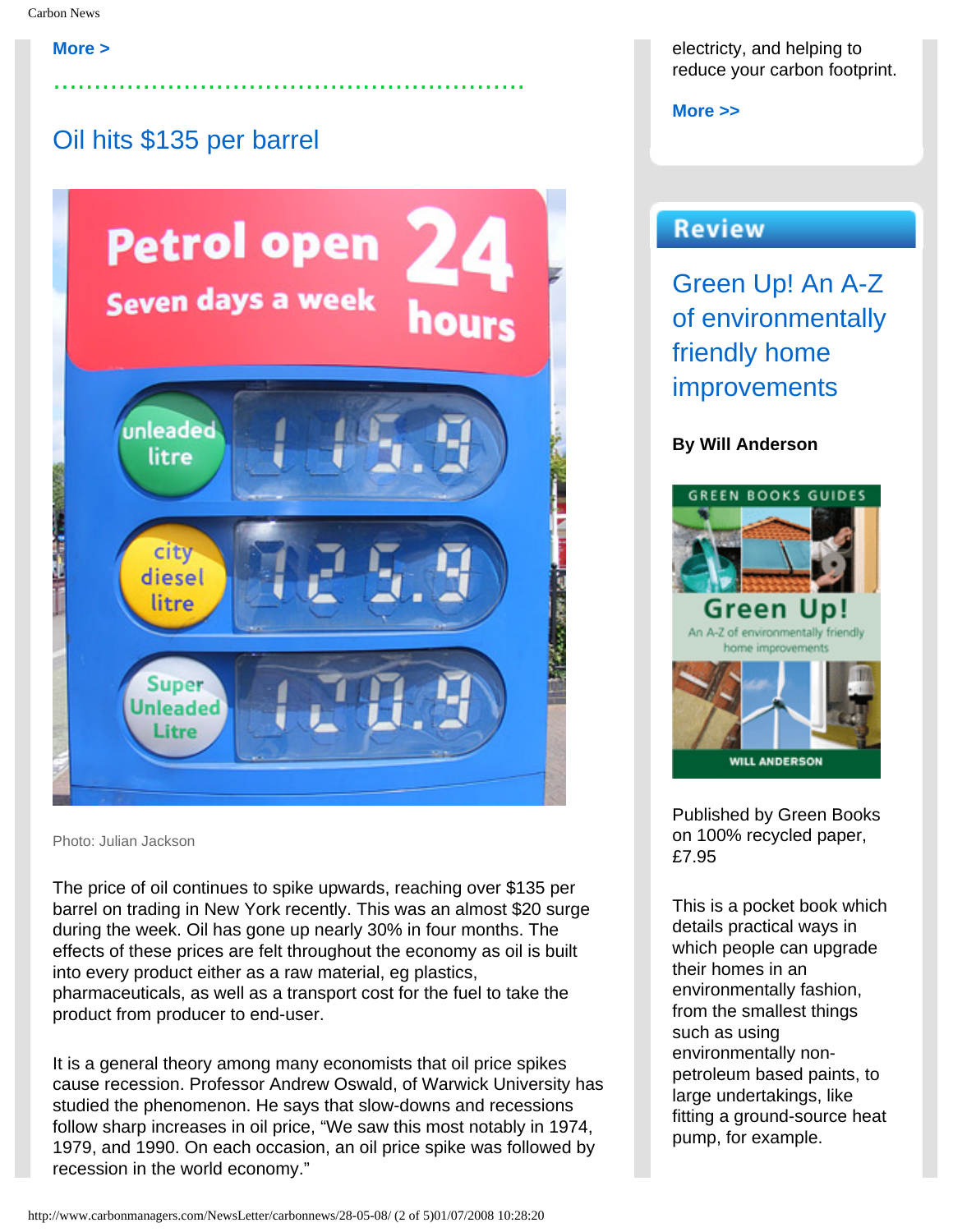More >

## Oil hits $135 per barrel

Photo: Julian Jackson

The price of oil continues to spike upwards, reaching over $135 per barrel on trading in New York recently. This was an almost $20 surge during the week. Oil has gone up nearly 30% in four months. The effects of these prices are felt throughout the economy as oil is built into every product either as a raw material, eg plastics, pharmaceuticals, as well as a transport cost for the fuel to take the product from producer to end-user.

It is a general theory among many economists that oil price spikes cause recession. Professor Andrew Oswald, of Warwick University has studied the phenomenon. He says that slow-downs and recessions follow sharp increases in oil price, "We saw this most notably in 1974, 1979, and 1990. On each occasion, an oil price spike was followed by recession in the world economy."

electricty, and helping to reduce your carbon footprint.

More >>

## Review

### Green Up! An A-Z of environmentally friendly home improvements

**By Will Anderson**

Published by Green Books on 100% recycled paper, £7.95

This is a pocket book which details practical ways in which people can upgrade their homes in an environmentally fashion, from the smallest things such as using environmentally non-petroleum based paints, to large undertakings, like fitting a ground-source heat pump, for example.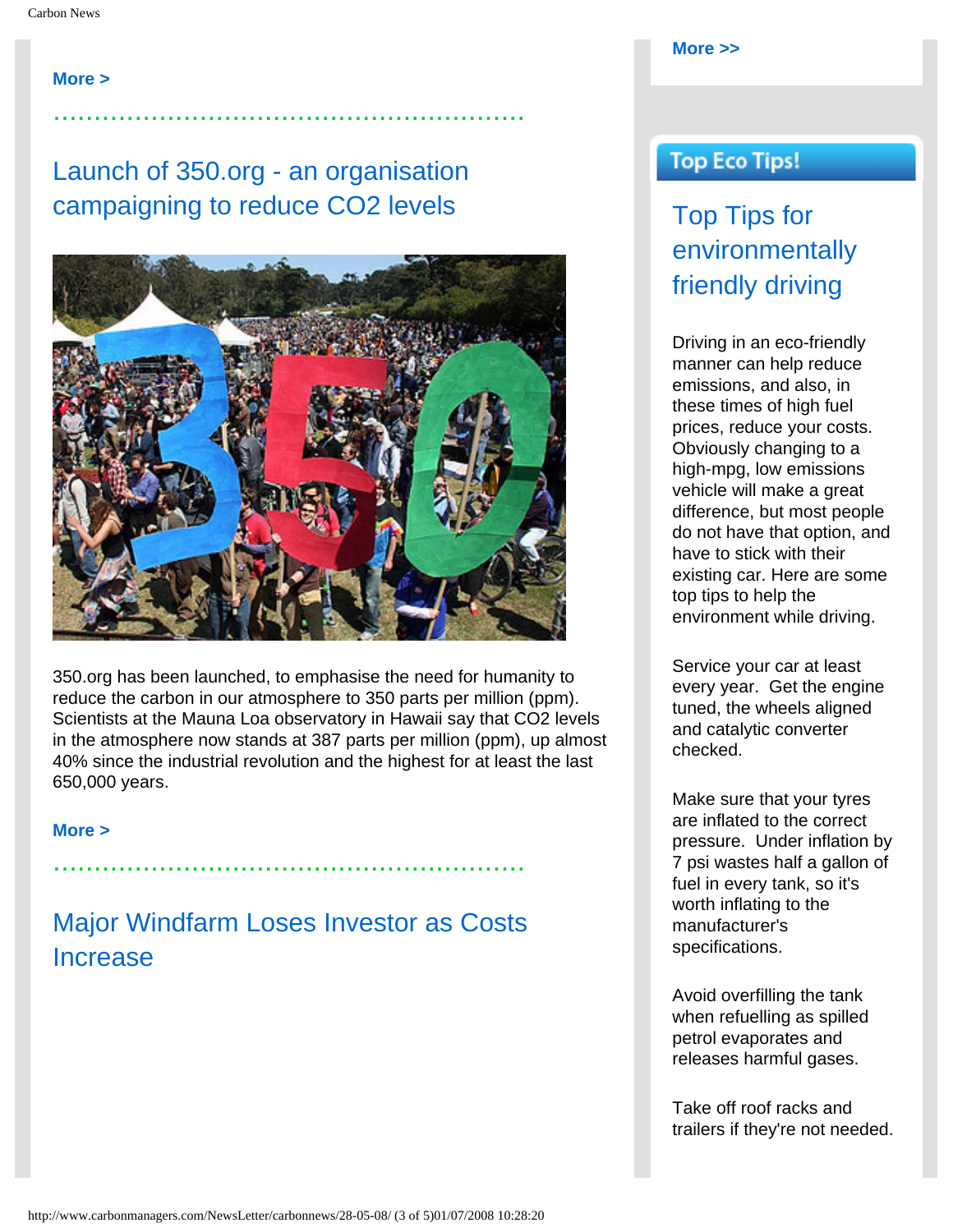More >

Launch of 350.org - an organisation campaigning to reduce $CO_2$ levels

350.org has been launched, to emphasise the need for humanity to reduce the carbon in our atmosphere to 350 parts per million (ppm). Scientists at the Mauna Loa observatory in Hawaii say that $CO_2$ levels in the atmosphere now stands at 387 parts per million (ppm), up almost 40% since the industrial revolution and the highest for at least the last 650,000 years.

More >

## Major Windfarm Loses Investor as Costs Increase

More >>

## Top Eco Tips!

### Top Tips for environmentally friendly driving

Driving in an eco-friendly manner can help reduce emissions, and also, in these times of high fuel prices, reduce your costs. Obviously changing to a high-mpg, low emissions vehicle will make a great difference, but most people do not have that option, and have to stick with their existing car. Here are some top tips to help the environment while driving.

Service your car at least every year. Get the engine tuned, the wheels aligned and catalytic converter checked.

Make sure that your tyres are inflated to the correct pressure. Under inflation by 7 psi wastes half a gallon of fuel in every tank, so it's worth inflating to the manufacturer's specifications.

Avoid overfilling the tank when refuelling as spilled petrol evaporates and releases harmful gases.

Take off roof racks and trailers if they're not needed.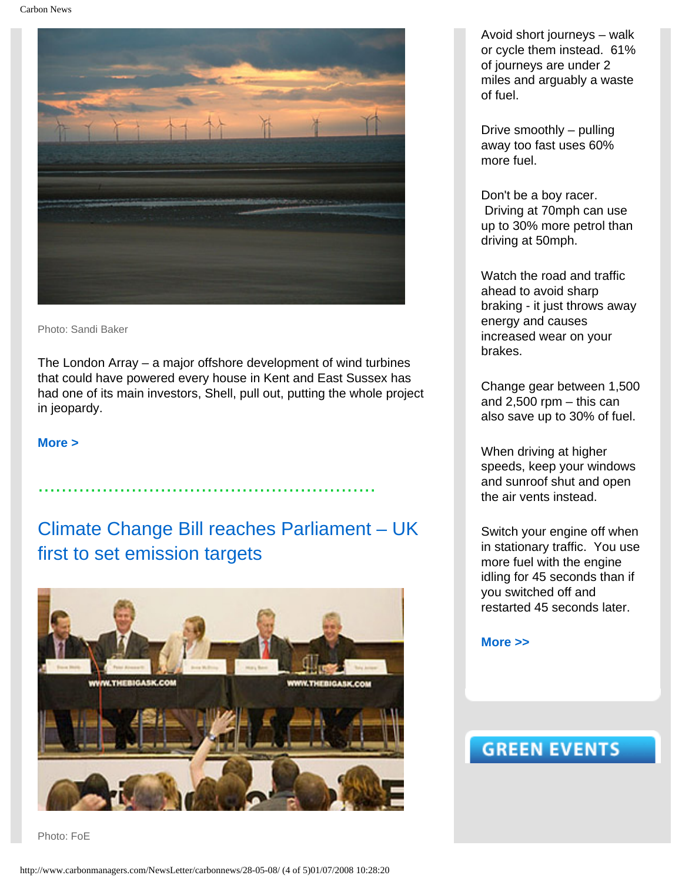Photo: Sandi Baker

The London Array – a major offshore development of wind turbines that could have powered every house in Kent and East Sussex has had one of its main investors, Shell, pull out, putting the whole project in jeopardy.

**More >**

.........................................................

## Climate Change Bill reaches Parliament – UK first to set emission targets

Photo: FoE

Avoid short journeys – walk or cycle them instead. 61% of journeys are under 2 miles and arguably a waste of fuel.

Drive smoothly – pulling away too fast uses 60% more fuel.

Don't be a boy racer. Driving at 70mph can use up to 30% more petrol than driving at 50mph.

Watch the road and traffic ahead to avoid sharp braking - it just throws away energy and causes increased wear on your brakes.

Change gear between 1,500 and 2,500 rpm – this can also save up to 30% of fuel.

When driving at higher speeds, keep your windows and sunroof shut and open the air vents instead.

Switch your engine off when in stationary traffic. You use more fuel with the engine idling for 45 seconds than if you switched off and restarted 45 seconds later.

**More >>**

## GREEN EVENTS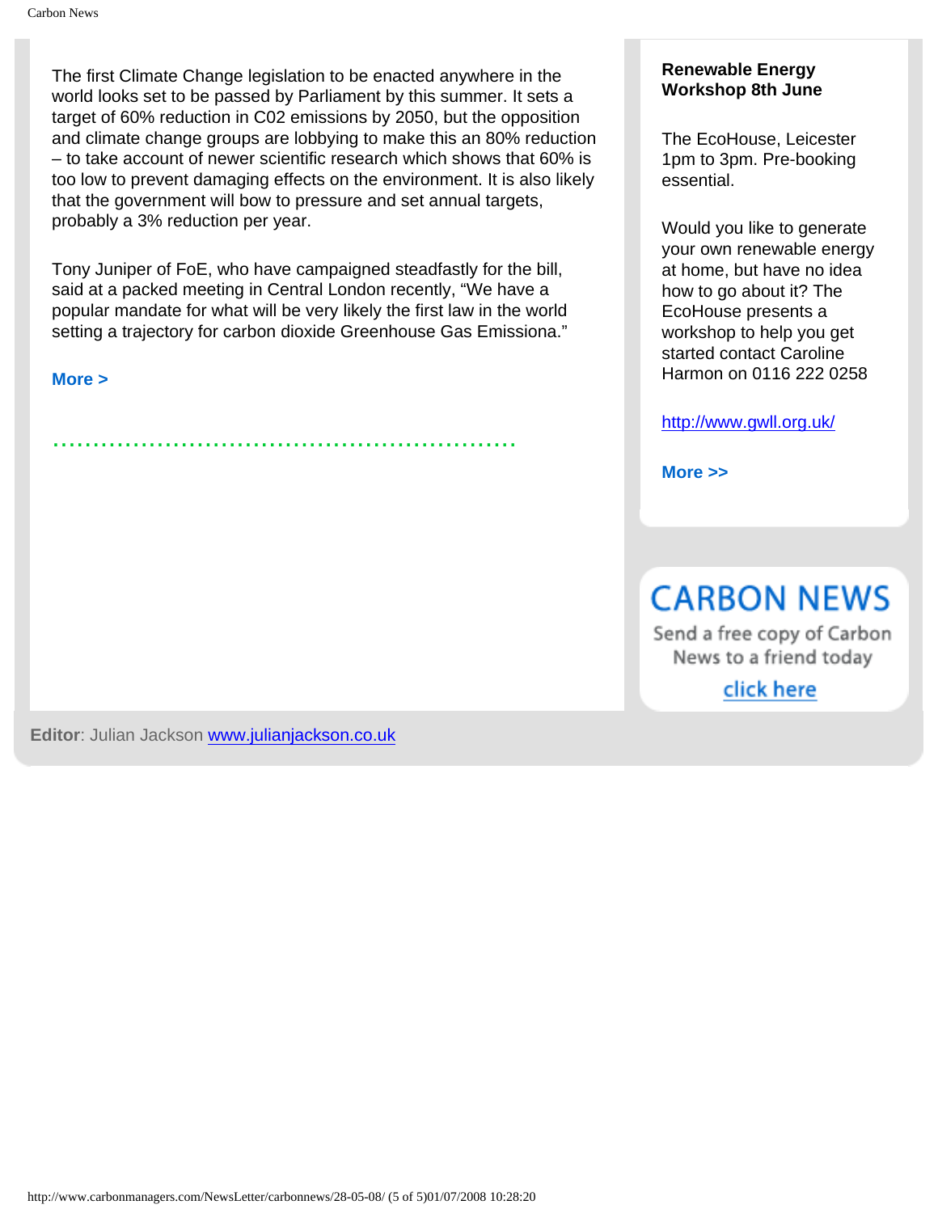The first Climate Change legislation to be enacted anywhere in the world looks set to be passed by Parliament by this summer. It sets a target of 60% reduction in C02 emissions by 2050, but the opposition and climate change groups are lobbying to make this an 80% reduction – to take account of newer scientific research which shows that 60% is too low to prevent damaging effects on the environment. It is also likely that the government will bow to pressure and set annual targets, probably a 3% reduction per year.

Tony Juniper of FoE, who have campaigned steadfastly for the bill, said at a packed meeting in Central London recently, "We have a popular mandate for what will be very likely the first law in the world setting a trajectory for carbon dioxide Greenhouse Gas Emissiona."

**More >**

**Renewable Energy Workshop 8th June**

The EcoHouse, Leicester 1pm to 3pm. Pre-booking essential.

Would you like to generate your own renewable energy at home, but have no idea how to go about it? The EcoHouse presents a workshop to help you get started contact Caroline Harmon on 0116 222 0258

http://www.gwll.org.uk/

**More >>**

CARBON NEWS

Send a free copy of Carbon News to a friend today

click here

**Editor**: Julian Jackson www.julianjackson.co.uk